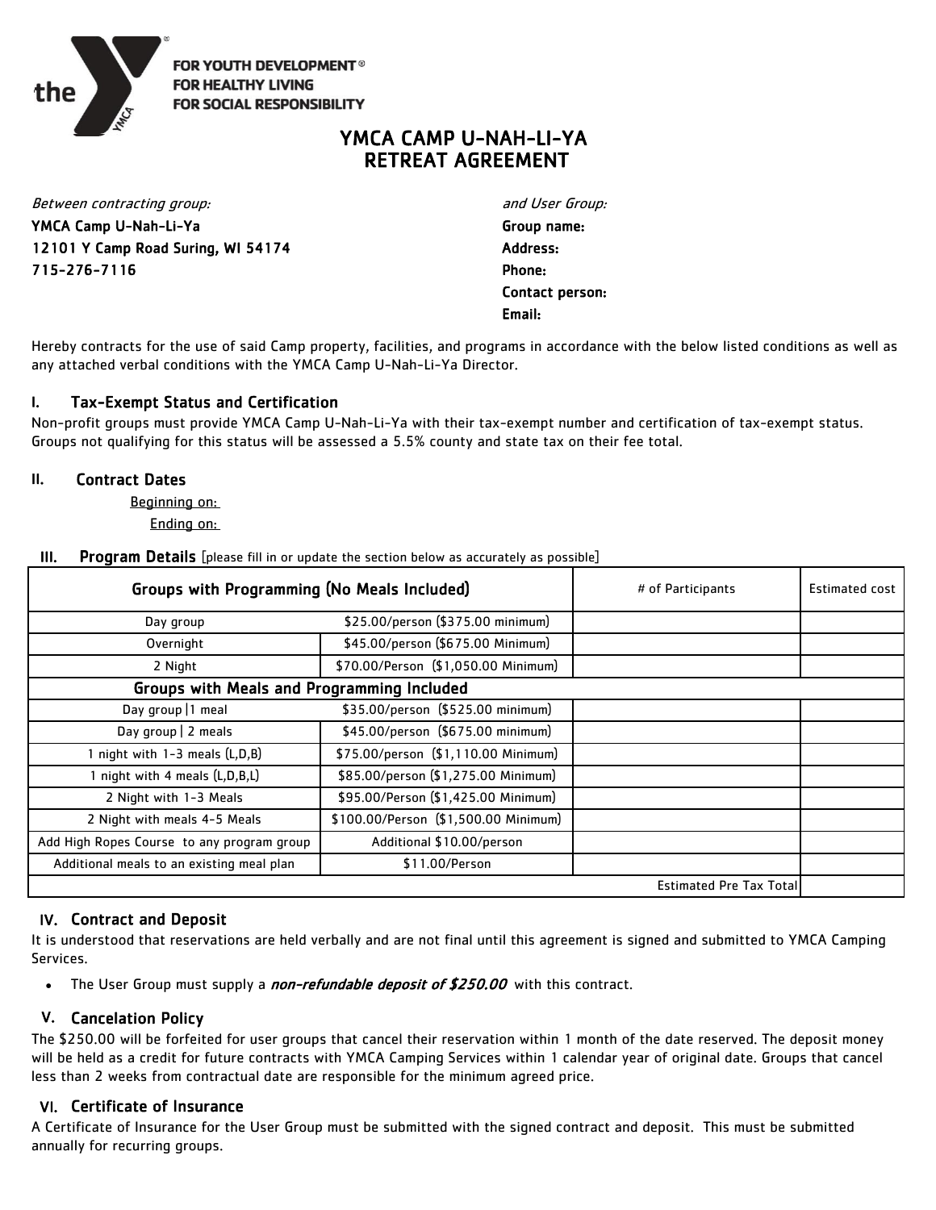FOR YOUTH DEVELOPMENT®
FOR HEALTHY LIVING
FOR SOCIAL RESPONSIBILITY

# YMCA CAMP U-NAH-LI-YA
# RETREAT AGREEMENT

*Between contracting group:*
**YMCA Camp U-Nah-Li-Ya**
**12101 Y Camp Road Suring, WI 54174**
**715-276-7116**

*and User Group:*
**Group name:**
**Address:**
**Phone:**
**Contact person:**
**Email:**

Hereby contracts for the use of said Camp property, facilities, and programs in accordance with the below listed conditions as well as any attached verbal conditions with the YMCA Camp U-Nah-Li-Ya Director.

## I. Tax-Exempt Status and Certification

Non-profit groups must provide YMCA Camp U-Nah-Li-Ya with their tax-exempt number and certification of tax-exempt status. Groups not qualifying for this status will be assessed a 5.5% county and state tax on their fee total.

## II. Contract Dates

Beginning on:

Ending on:

## III. Program Details [please fill in or update the section below as accurately as possible]

| Groups with Programming (No Meals Included) | | # of Participants | Estimated cost |
|---|---|---|---|
| Day group | $25.00/person ($375.00 minimum) | | |
| Overnight | $45.00/person ($675.00 Minimum) | | |
| 2 Night | $70.00/Person ($1,050.00 Minimum) | | |
| **Groups with Meals and Programming Included** | | | |
| Day group \|1 meal | $35.00/person ($525.00 minimum) | | |
| Day group \| 2 meals | $45.00/person ($675.00 minimum) | | |
| 1 night with 1-3 meals (L,D,B) | $75.00/person ($1,110.00 Minimum) | | |
| 1 night with 4 meals (L,D,B,L) | $85.00/person ($1,275.00 Minimum) | | |
| 2 Night with 1-3 Meals | $95.00/Person ($1,425.00 Minimum) | | |
| 2 Night with meals 4-5 Meals | $100.00/Person ($1,500.00 Minimum) | | |
| Add High Ropes Course to any program group | Additional $10.00/person | | |
| Additional meals to an existing meal plan | $11.00/Person | | |
| | | Estimated Pre Tax Total | |

## IV. Contract and Deposit

It is understood that reservations are held verbally and are not final until this agreement is signed and submitted to YMCA Camping Services.

- The User Group must supply a ***non-refundable deposit of $250.00*** with this contract.

## V. Cancelation Policy

The $250.00 will be forfeited for user groups that cancel their reservation within 1 month of the date reserved. The deposit money will be held as a credit for future contracts with YMCA Camping Services within 1 calendar year of original date. Groups that cancel less than 2 weeks from contractual date are responsible for the minimum agreed price.

## VI. Certificate of Insurance

A Certificate of Insurance for the User Group must be submitted with the signed contract and deposit. This must be submitted annually for recurring groups.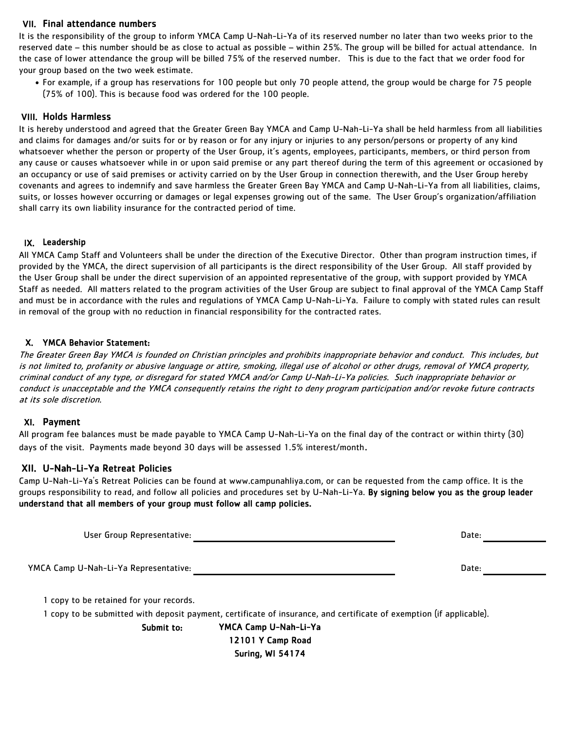## VII. Final attendance numbers

It is the responsibility of the group to inform YMCA Camp U-Nah-Li-Ya of its reserved number no later than two weeks prior to the reserved date – this number should be as close to actual as possible – within 25%. The group will be billed for actual attendance. In the case of lower attendance the group will be billed 75% of the reserved number. This is due to the fact that we order food for your group based on the two week estimate.

- For example, if a group has reservations for 100 people but only 70 people attend, the group would be charge for 75 people (75% of 100). This is because food was ordered for the 100 people.

## VIII. Holds Harmless

It is hereby understood and agreed that the Greater Green Bay YMCA and Camp U-Nah-Li-Ya shall be held harmless from all liabilities and claims for damages and/or suits for or by reason or for any injury or injuries to any person/persons or property of any kind whatsoever whether the person or property of the User Group, it's agents, employees, participants, members, or third person from any cause or causes whatsoever while in or upon said premise or any part thereof during the term of this agreement or occasioned by an occupancy or use of said premises or activity carried on by the User Group in connection therewith, and the User Group hereby covenants and agrees to indemnify and save harmless the Greater Green Bay YMCA and Camp U-Nah-Li-Ya from all liabilities, claims, suits, or losses however occurring or damages or legal expenses growing out of the same. The User Group's organization/affiliation shall carry its own liability insurance for the contracted period of time.

## IX. Leadership

All YMCA Camp Staff and Volunteers shall be under the direction of the Executive Director. Other than program instruction times, if provided by the YMCA, the direct supervision of all participants is the direct responsibility of the User Group. All staff provided by the User Group shall be under the direct supervision of an appointed representative of the group, with support provided by YMCA Staff as needed. All matters related to the program activities of the User Group are subject to final approval of the YMCA Camp Staff and must be in accordance with the rules and regulations of YMCA Camp U-Nah-Li-Ya. Failure to comply with stated rules can result in removal of the group with no reduction in financial responsibility for the contracted rates.

## X. YMCA Behavior Statement:

*The Greater Green Bay YMCA is founded on Christian principles and prohibits inappropriate behavior and conduct. This includes, but is not limited to, profanity or abusive language or attire, smoking, illegal use of alcohol or other drugs, removal of YMCA property, criminal conduct of any type, or disregard for stated YMCA and/or Camp U-Nah-Li-Ya policies. Such inappropriate behavior or conduct is unacceptable and the YMCA consequently retains the right to deny program participation and/or revoke future contracts at its sole discretion.*

## XI. Payment

All program fee balances must be made payable to YMCA Camp U-Nah-Li-Ya on the final day of the contract or within thirty (30) days of the visit. Payments made beyond 30 days will be assessed 1.5% interest/month.

## XII. U-Nah-Li-Ya Retreat Policies

Camp U-Nah-Li-Ya's Retreat Policies can be found at www.campunahliya.com, or can be requested from the camp office. It is the groups responsibility to read, and follow all policies and procedures set by U-Nah-Li-Ya. **By signing below you as the group leader understand that all members of your group must follow all camp policies.**

User Group Representative: ______________________________ Date: __________

YMCA Camp U-Nah-Li-Ya Representative: ______________________________ Date: __________

1 copy to be retained for your records.

1 copy to be submitted with deposit payment, certificate of insurance, and certificate of exemption (if applicable).

**Submit to:** **YMCA Camp U-Nah-Li-Ya**
**12101 Y Camp Road**
**Suring, WI 54174**